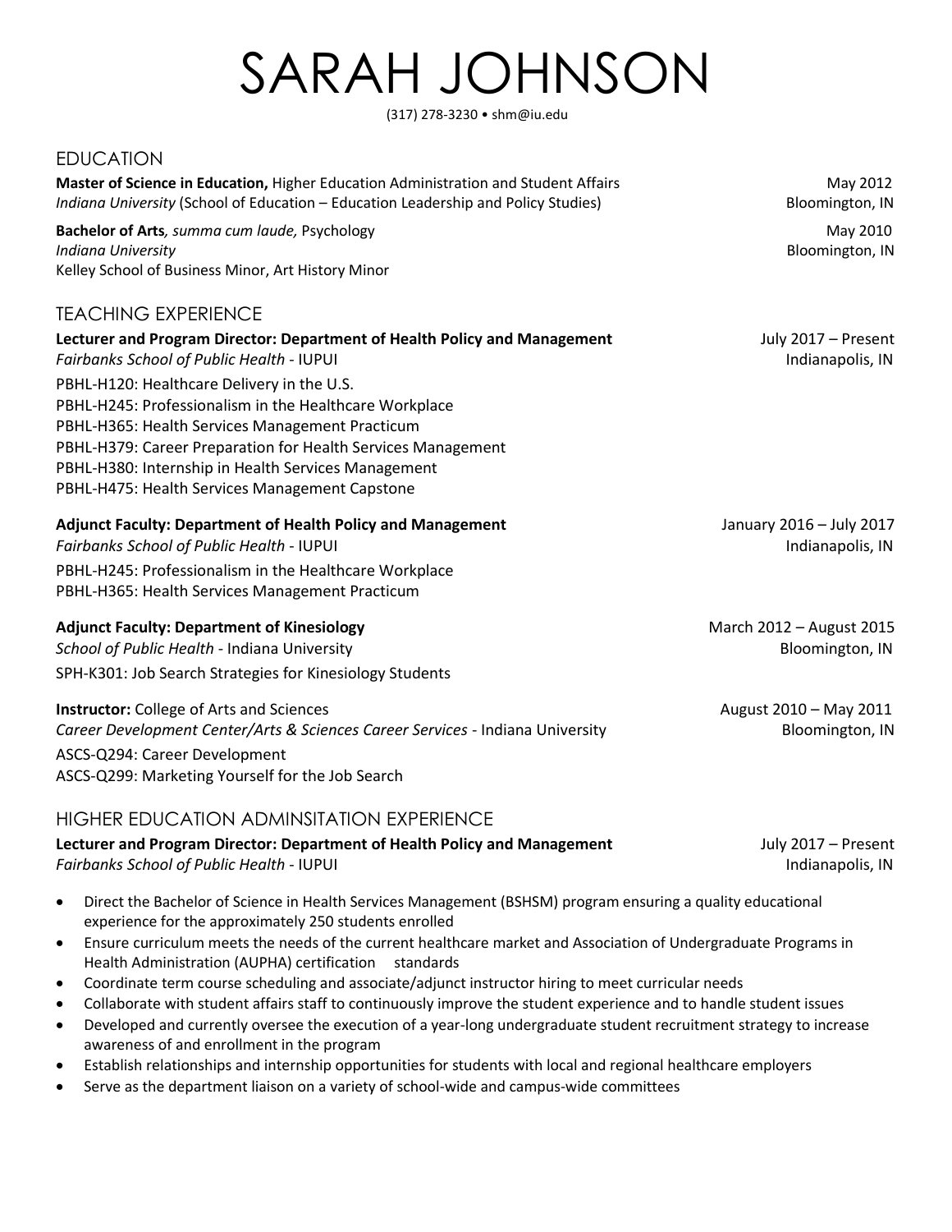# SARAH JOHNSON

(317) 278-3230 • shm@iu.edu

## EDUCATION

**Master of Science in Education,** Higher Education Administration and Student Affairs — May 2012
*Indiana University* (School of Education – Education Leadership and Policy Studies) — Bloomington, IN

**Bachelor of Arts***, summa cum laude,* Psychology — May 2010
*Indiana University* — Bloomington, IN
Kelley School of Business Minor, Art History Minor

## TEACHING EXPERIENCE

**Lecturer and Program Director: Department of Health Policy and Management** — July 2017 – Present
*Fairbanks School of Public Health* - IUPUI — Indianapolis, IN

PBHL-H120: Healthcare Delivery in the U.S.
PBHL-H245: Professionalism in the Healthcare Workplace
PBHL-H365: Health Services Management Practicum
PBHL-H379: Career Preparation for Health Services Management
PBHL-H380: Internship in Health Services Management
PBHL-H475: Health Services Management Capstone

**Adjunct Faculty: Department of Health Policy and Management** — January 2016 – July 2017
*Fairbanks School of Public Health* - IUPUI — Indianapolis, IN

PBHL-H245: Professionalism in the Healthcare Workplace
PBHL-H365: Health Services Management Practicum

**Adjunct Faculty: Department of Kinesiology** — March 2012 – August 2015
*School of Public Health* - Indiana University — Bloomington, IN

SPH-K301: Job Search Strategies for Kinesiology Students

**Instructor:** College of Arts and Sciences — August 2010 – May 2011
*Career Development Center/Arts & Sciences Career Services* - Indiana University — Bloomington, IN

ASCS-Q294: Career Development
ASCS-Q299: Marketing Yourself for the Job Search

## HIGHER EDUCATION ADMINSITATION EXPERIENCE

**Lecturer and Program Director: Department of Health Policy and Management** — July 2017 – Present
*Fairbanks School of Public Health* - IUPUI — Indianapolis, IN

- Direct the Bachelor of Science in Health Services Management (BSHSM) program ensuring a quality educational experience for the approximately 250 students enrolled
- Ensure curriculum meets the needs of the current healthcare market and Association of Undergraduate Programs in Health Administration (AUPHA) certification standards
- Coordinate term course scheduling and associate/adjunct instructor hiring to meet curricular needs
- Collaborate with student affairs staff to continuously improve the student experience and to handle student issues
- Developed and currently oversee the execution of a year-long undergraduate student recruitment strategy to increase awareness of and enrollment in the program
- Establish relationships and internship opportunities for students with local and regional healthcare employers
- Serve as the department liaison on a variety of school-wide and campus-wide committees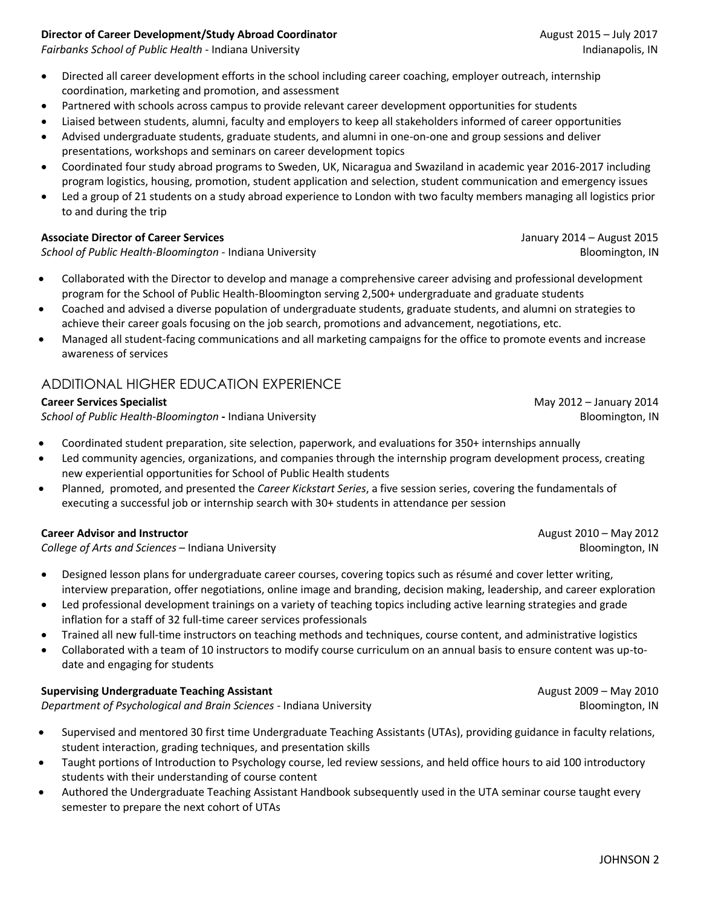**Director of Career Development/Study Abroad Coordinator** August 2015 – July 2017
*Fairbanks School of Public Health* - Indiana University Indianapolis, IN

- Directed all career development efforts in the school including career coaching, employer outreach, internship coordination, marketing and promotion, and assessment
- Partnered with schools across campus to provide relevant career development opportunities for students
- Liaised between students, alumni, faculty and employers to keep all stakeholders informed of career opportunities
- Advised undergraduate students, graduate students, and alumni in one-on-one and group sessions and deliver presentations, workshops and seminars on career development topics
- Coordinated four study abroad programs to Sweden, UK, Nicaragua and Swaziland in academic year 2016-2017 including program logistics, housing, promotion, student application and selection, student communication and emergency issues
- Led a group of 21 students on a study abroad experience to London with two faculty members managing all logistics prior to and during the trip

**Associate Director of Career Services** January 2014 – August 2015
*School of Public Health-Bloomington* - Indiana University Bloomington, IN

- Collaborated with the Director to develop and manage a comprehensive career advising and professional development program for the School of Public Health-Bloomington serving 2,500+ undergraduate and graduate students
- Coached and advised a diverse population of undergraduate students, graduate students, and alumni on strategies to achieve their career goals focusing on the job search, promotions and advancement, negotiations, etc.
- Managed all student-facing communications and all marketing campaigns for the office to promote events and increase awareness of services

## ADDITIONAL HIGHER EDUCATION EXPERIENCE

**Career Services Specialist** May 2012 – January 2014
*School of Public Health-Bloomington* **-** Indiana University Bloomington, IN

- Coordinated student preparation, site selection, paperwork, and evaluations for 350+ internships annually
- Led community agencies, organizations, and companies through the internship program development process, creating new experiential opportunities for School of Public Health students
- Planned, promoted, and presented the *Career Kickstart Series*, a five session series, covering the fundamentals of executing a successful job or internship search with 30+ students in attendance per session

**Career Advisor and Instructor** August 2010 – May 2012
*College of Arts and Sciences* – Indiana University Bloomington, IN

- Designed lesson plans for undergraduate career courses, covering topics such as résumé and cover letter writing, interview preparation, offer negotiations, online image and branding, decision making, leadership, and career exploration
- Led professional development trainings on a variety of teaching topics including active learning strategies and grade inflation for a staff of 32 full-time career services professionals
- Trained all new full-time instructors on teaching methods and techniques, course content, and administrative logistics
- Collaborated with a team of 10 instructors to modify course curriculum on an annual basis to ensure content was up-to-date and engaging for students

**Supervising Undergraduate Teaching Assistant** August 2009 – May 2010
*Department of Psychological and Brain Sciences* - Indiana University Bloomington, IN

- Supervised and mentored 30 first time Undergraduate Teaching Assistants (UTAs), providing guidance in faculty relations, student interaction, grading techniques, and presentation skills
- Taught portions of Introduction to Psychology course, led review sessions, and held office hours to aid 100 introductory students with their understanding of course content
- Authored the Undergraduate Teaching Assistant Handbook subsequently used in the UTA seminar course taught every semester to prepare the next cohort of UTAs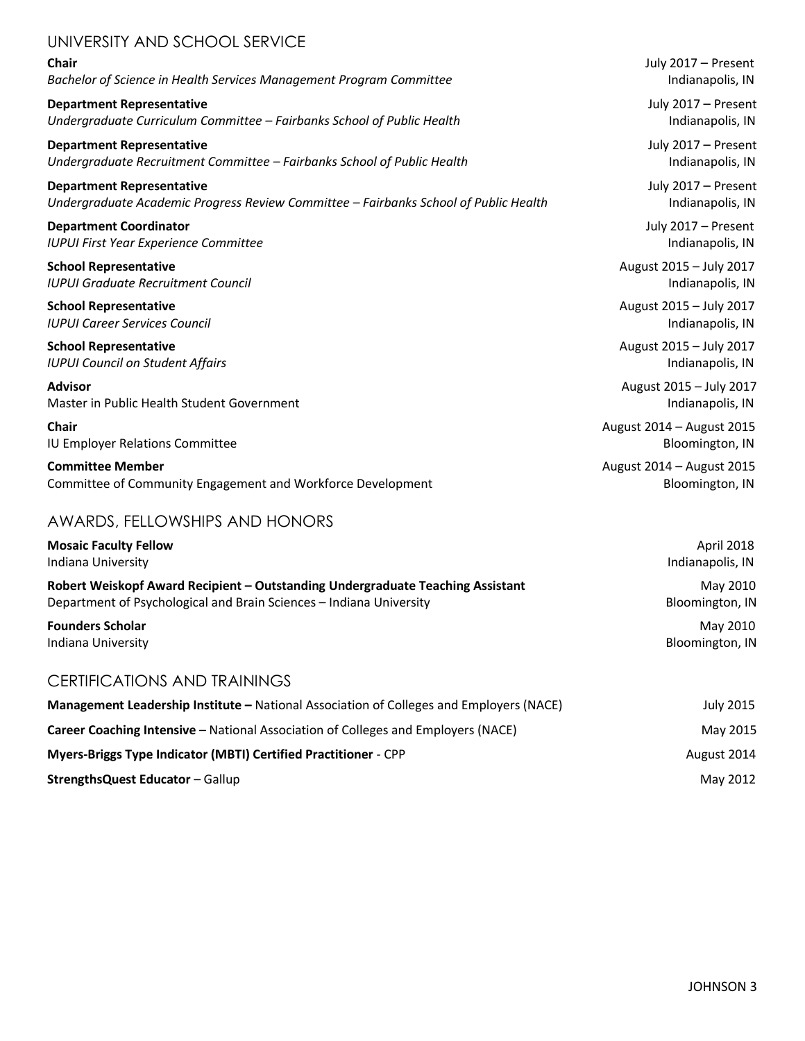## UNIVERSITY AND SCHOOL SERVICE

**Chair** — July 2017 – Present
*Bachelor of Science in Health Services Management Program Committee* — Indianapolis, IN

**Department Representative** — July 2017 – Present
*Undergraduate Curriculum Committee – Fairbanks School of Public Health* — Indianapolis, IN

**Department Representative** — July 2017 – Present
*Undergraduate Recruitment Committee – Fairbanks School of Public Health* — Indianapolis, IN

**Department Representative** — July 2017 – Present
*Undergraduate Academic Progress Review Committee – Fairbanks School of Public Health* — Indianapolis, IN

**Department Coordinator** — July 2017 – Present
*IUPUI First Year Experience Committee* — Indianapolis, IN

**School Representative** — August 2015 – July 2017
*IUPUI Graduate Recruitment Council* — Indianapolis, IN

**School Representative** — August 2015 – July 2017
*IUPUI Career Services Council* — Indianapolis, IN

**School Representative** — August 2015 – July 2017
*IUPUI Council on Student Affairs* — Indianapolis, IN

**Advisor** — August 2015 – July 2017
Master in Public Health Student Government — Indianapolis, IN

**Chair** — August 2014 – August 2015
IU Employer Relations Committee — Bloomington, IN

**Committee Member** — August 2014 – August 2015
Committee of Community Engagement and Workforce Development — Bloomington, IN

## AWARDS, FELLOWSHIPS AND HONORS

**Mosaic Faculty Fellow** — April 2018
Indiana University — Indianapolis, IN

**Robert Weiskopf Award Recipient – Outstanding Undergraduate Teaching Assistant** — May 2010
Department of Psychological and Brain Sciences – Indiana University — Bloomington, IN

**Founders Scholar** — May 2010
Indiana University — Bloomington, IN

## CERTIFICATIONS AND TRAININGS

**Management Leadership Institute –** National Association of Colleges and Employers (NACE) — July 2015

**Career Coaching Intensive** – National Association of Colleges and Employers (NACE) — May 2015

**Myers-Briggs Type Indicator (MBTI) Certified Practitioner** - CPP — August 2014

**StrengthsQuest Educator** – Gallup — May 2012